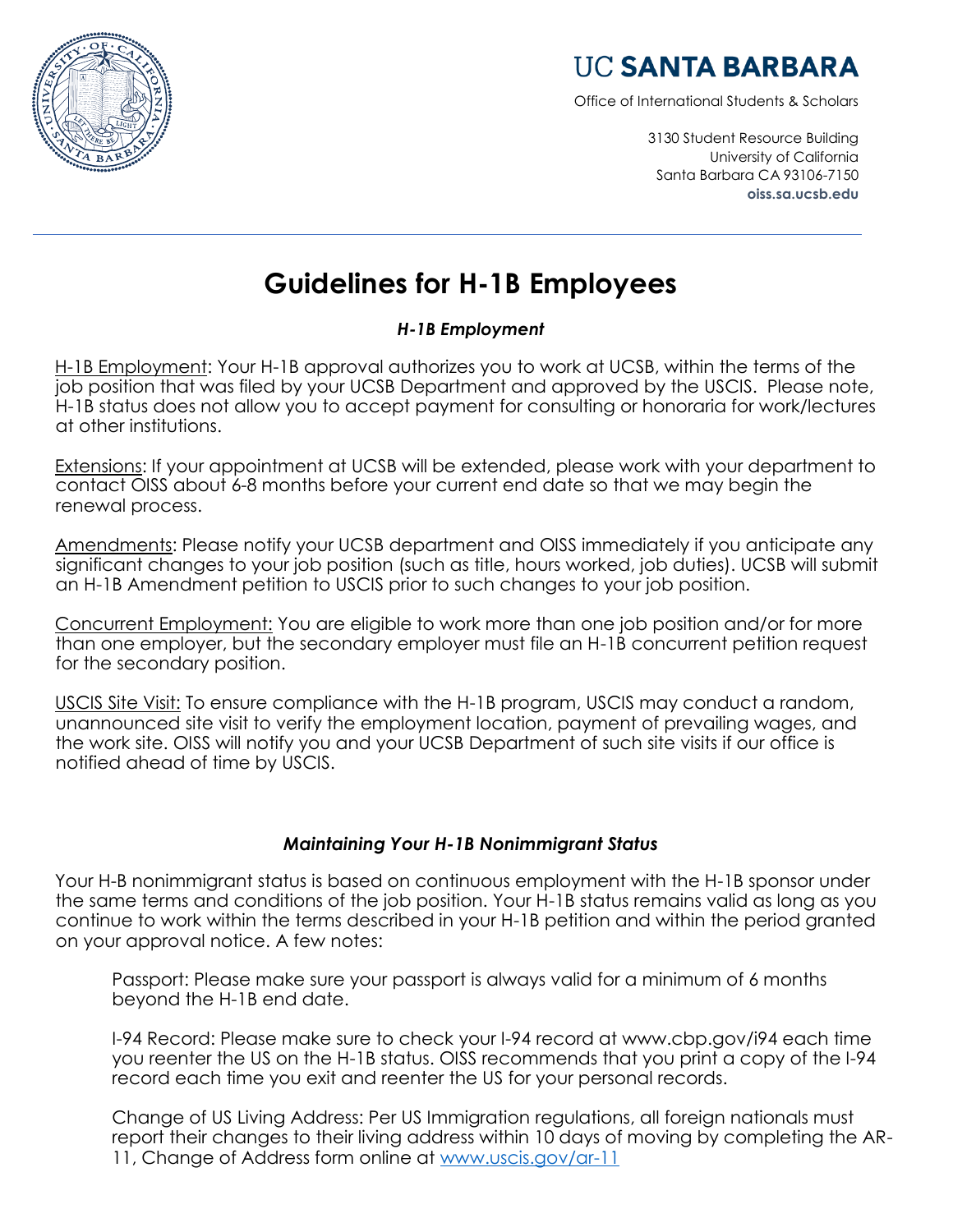# UC SANTA BARBARA

Office of International Students & Scholars

3130 Student Resource Building
University of California
Santa Barbara CA 93106-7150
**oiss.sa.ucsb.edu**

---

# Guidelines for H-1B Employees

### *H-1B Employment*

H-1B Employment: Your H-1B approval authorizes you to work at UCSB, within the terms of the job position that was filed by your UCSB Department and approved by the USCIS. Please note, H-1B status does not allow you to accept payment for consulting or honoraria for work/lectures at other institutions.

Extensions: If your appointment at UCSB will be extended, please work with your department to contact OISS about 6-8 months before your current end date so that we may begin the renewal process.

Amendments: Please notify your UCSB department and OISS immediately if you anticipate any significant changes to your job position (such as title, hours worked, job duties). UCSB will submit an H-1B Amendment petition to USCIS prior to such changes to your job position.

Concurrent Employment: You are eligible to work more than one job position and/or for more than one employer, but the secondary employer must file an H-1B concurrent petition request for the secondary position.

USCIS Site Visit: To ensure compliance with the H-1B program, USCIS may conduct a random, unannounced site visit to verify the employment location, payment of prevailing wages, and the work site. OISS will notify you and your UCSB Department of such site visits if our office is notified ahead of time by USCIS.

### *Maintaining Your H-1B Nonimmigrant Status*

Your H-B nonimmigrant status is based on continuous employment with the H-1B sponsor under the same terms and conditions of the job position. Your H-1B status remains valid as long as you continue to work within the terms described in your H-1B petition and within the period granted on your approval notice. A few notes:

Passport: Please make sure your passport is always valid for a minimum of 6 months beyond the H-1B end date.

I-94 Record: Please make sure to check your I-94 record at www.cbp.gov/i94 each time you reenter the US on the H-1B status. OISS recommends that you print a copy of the I-94 record each time you exit and reenter the US for your personal records.

Change of US Living Address: Per US Immigration regulations, all foreign nationals must report their changes to their living address within 10 days of moving by completing the AR-11, Change of Address form online at [www.uscis.gov/ar-11](www.uscis.gov/ar-11)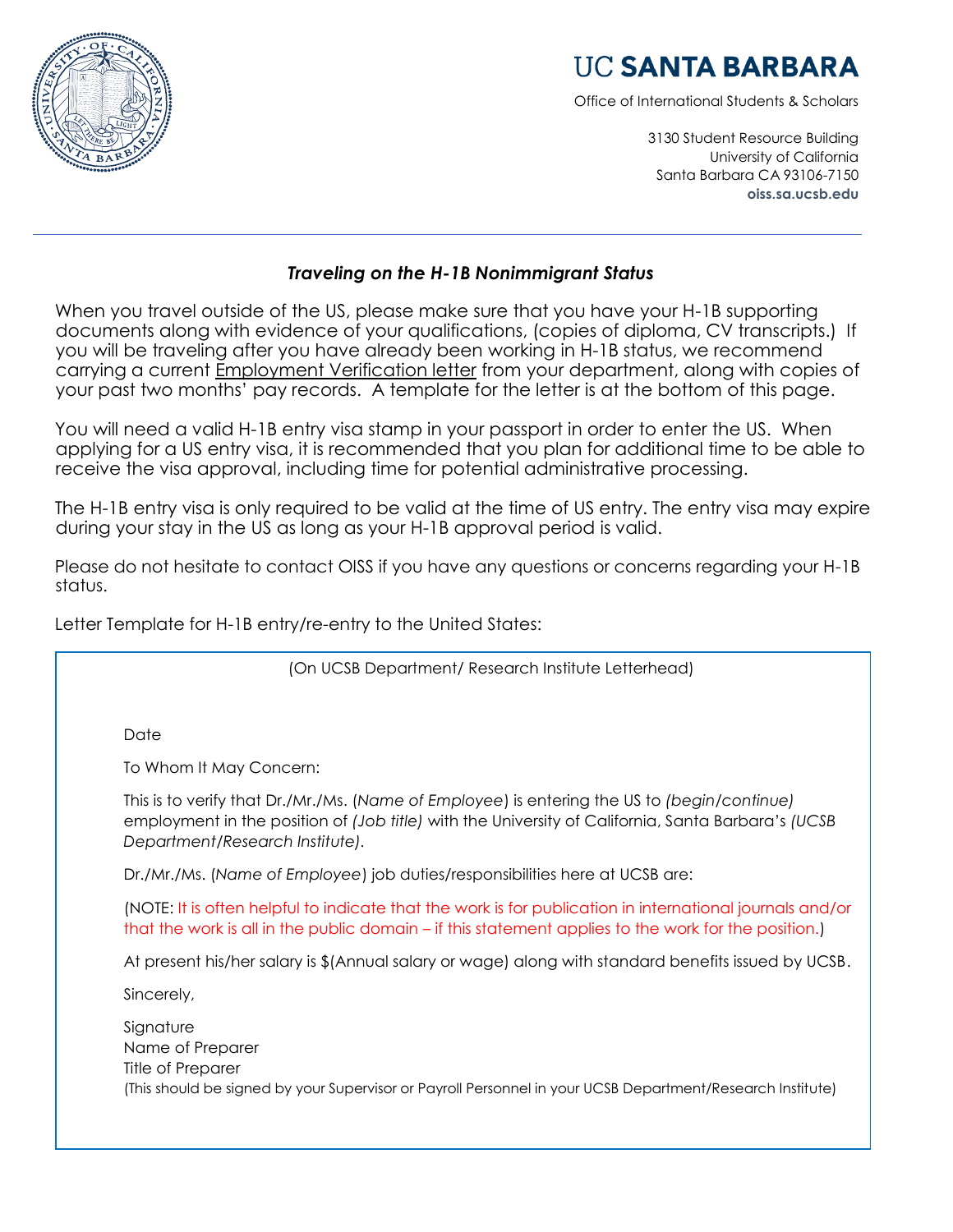# UC SANTA BARBARA

Office of International Students & Scholars

3130 Student Resource Building
University of California
Santa Barbara CA 93106-7150
**oiss.sa.ucsb.edu**

---

## ***Traveling on the H-1B Nonimmigrant Status***

When you travel outside of the US, please make sure that you have your H-1B supporting documents along with evidence of your qualifications, (copies of diploma, CV transcripts.) If you will be traveling after you have already been working in H-1B status, we recommend carrying a current Employment Verification letter from your department, along with copies of your past two months' pay records. A template for the letter is at the bottom of this page.

You will need a valid H-1B entry visa stamp in your passport in order to enter the US. When applying for a US entry visa, it is recommended that you plan for additional time to be able to receive the visa approval, including time for potential administrative processing.

The H-1B entry visa is only required to be valid at the time of US entry. The entry visa may expire during your stay in the US as long as your H-1B approval period is valid.

Please do not hesitate to contact OISS if you have any questions or concerns regarding your H-1B status.

Letter Template for H-1B entry/re-entry to the United States:

(On UCSB Department/ Research Institute Letterhead)

Date

To Whom It May Concern:

This is to verify that Dr./Mr./Ms. (*Name of Employee*) is entering the US to *(begin/continue)* employment in the position of *(Job title)* with the University of California, Santa Barbara's *(UCSB Department/Research Institute)*.

Dr./Mr./Ms. (*Name of Employee*) job duties/responsibilities here at UCSB are:

(NOTE: It is often helpful to indicate that the work is for publication in international journals and/or that the work is all in the public domain – if this statement applies to the work for the position.)

At present his/her salary is $(Annual salary or wage) along with standard benefits issued by UCSB.

Sincerely,

Signature
Name of Preparer
Title of Preparer
(This should be signed by your Supervisor or Payroll Personnel in your UCSB Department/Research Institute)